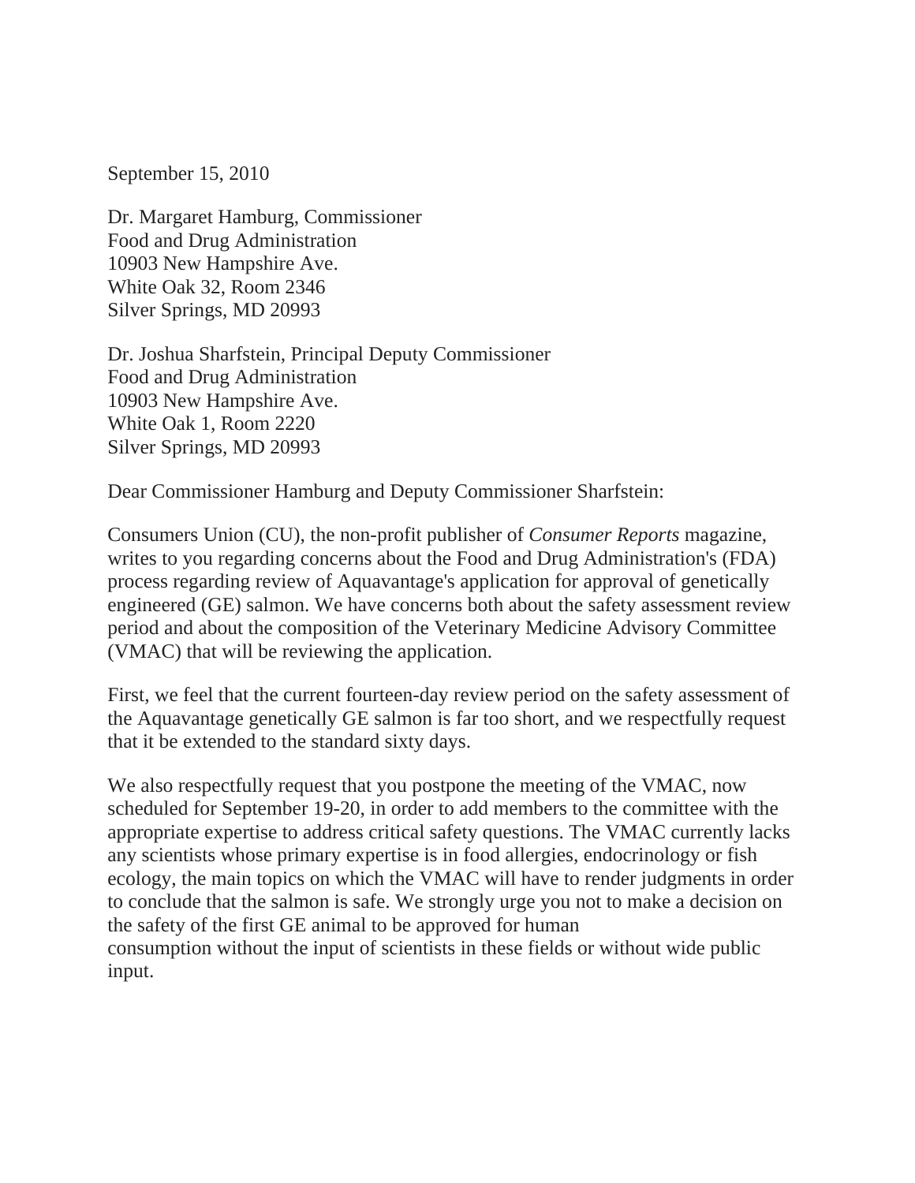September 15, 2010

Dr. Margaret Hamburg, Commissioner
Food and Drug Administration
10903 New Hampshire Ave.
White Oak 32, Room 2346
Silver Springs, MD 20993

Dr. Joshua Sharfstein, Principal Deputy Commissioner
Food and Drug Administration
10903 New Hampshire Ave.
White Oak 1, Room 2220
Silver Springs, MD 20993

Dear Commissioner Hamburg and Deputy Commissioner Sharfstein:

Consumers Union (CU), the non-profit publisher of *Consumer Reports* magazine, writes to you regarding concerns about the Food and Drug Administration's (FDA) process regarding review of Aquavantage's application for approval of genetically engineered (GE) salmon. We have concerns both about the safety assessment review period and about the composition of the Veterinary Medicine Advisory Committee (VMAC) that will be reviewing the application.

First, we feel that the current fourteen-day review period on the safety assessment of the Aquavantage genetically GE salmon is far too short, and we respectfully request that it be extended to the standard sixty days.

We also respectfully request that you postpone the meeting of the VMAC, now scheduled for September 19-20, in order to add members to the committee with the appropriate expertise to address critical safety questions. The VMAC currently lacks any scientists whose primary expertise is in food allergies, endocrinology or fish ecology, the main topics on which the VMAC will have to render judgments in order to conclude that the salmon is safe. We strongly urge you not to make a decision on the safety of the first GE animal to be approved for human consumption without the input of scientists in these fields or without wide public input.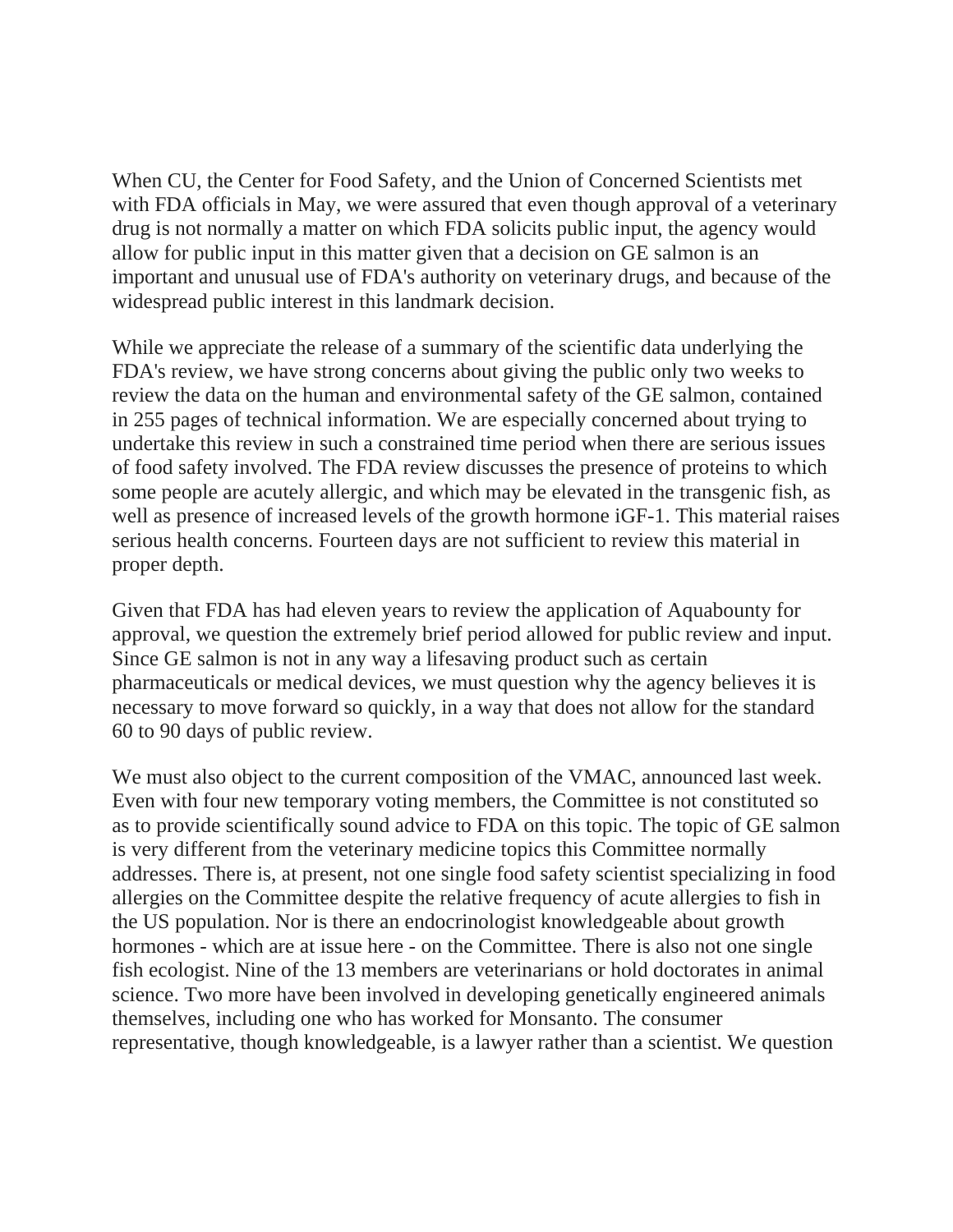When CU, the Center for Food Safety, and the Union of Concerned Scientists met with FDA officials in May, we were assured that even though approval of a veterinary drug is not normally a matter on which FDA solicits public input, the agency would allow for public input in this matter given that a decision on GE salmon is an important and unusual use of FDA's authority on veterinary drugs, and because of the widespread public interest in this landmark decision.

While we appreciate the release of a summary of the scientific data underlying the FDA's review, we have strong concerns about giving the public only two weeks to review the data on the human and environmental safety of the GE salmon, contained in 255 pages of technical information. We are especially concerned about trying to undertake this review in such a constrained time period when there are serious issues of food safety involved. The FDA review discusses the presence of proteins to which some people are acutely allergic, and which may be elevated in the transgenic fish, as well as presence of increased levels of the growth hormone iGF-1. This material raises serious health concerns. Fourteen days are not sufficient to review this material in proper depth.

Given that FDA has had eleven years to review the application of Aquabounty for approval, we question the extremely brief period allowed for public review and input. Since GE salmon is not in any way a lifesaving product such as certain pharmaceuticals or medical devices, we must question why the agency believes it is necessary to move forward so quickly, in a way that does not allow for the standard 60 to 90 days of public review.

We must also object to the current composition of the VMAC, announced last week. Even with four new temporary voting members, the Committee is not constituted so as to provide scientifically sound advice to FDA on this topic. The topic of GE salmon is very different from the veterinary medicine topics this Committee normally addresses. There is, at present, not one single food safety scientist specializing in food allergies on the Committee despite the relative frequency of acute allergies to fish in the US population. Nor is there an endocrinologist knowledgeable about growth hormones - which are at issue here - on the Committee. There is also not one single fish ecologist. Nine of the 13 members are veterinarians or hold doctorates in animal science. Two more have been involved in developing genetically engineered animals themselves, including one who has worked for Monsanto. The consumer representative, though knowledgeable, is a lawyer rather than a scientist. We question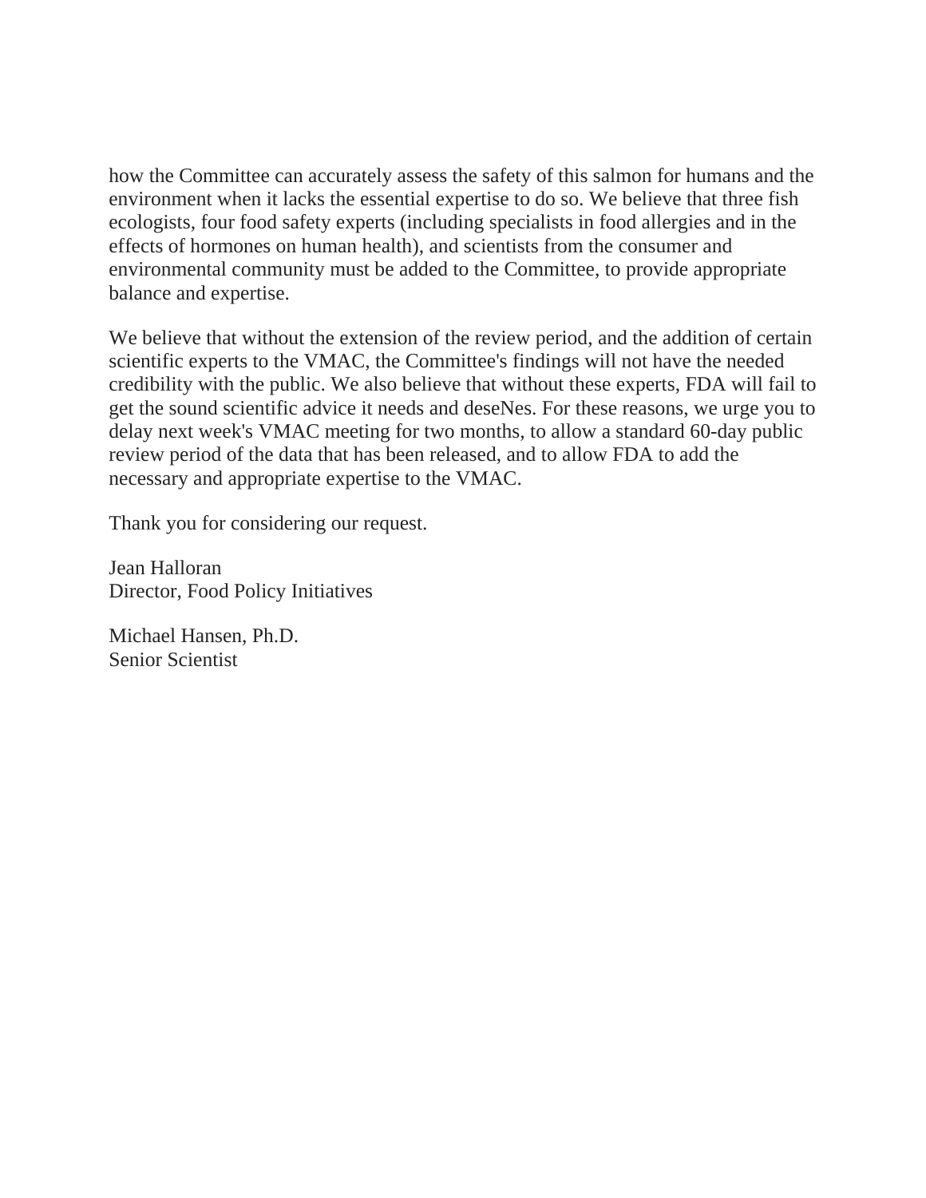how the Committee can accurately assess the safety of this salmon for humans and the environment when it lacks the essential expertise to do so. We believe that three fish ecologists, four food safety experts (including specialists in food allergies and in the effects of hormones on human health), and scientists from the consumer and environmental community must be added to the Committee, to provide appropriate balance and expertise.

We believe that without the extension of the review period, and the addition of certain scientific experts to the VMAC, the Committee's findings will not have the needed credibility with the public. We also believe that without these experts, FDA will fail to get the sound scientific advice it needs and deseNes. For these reasons, we urge you to delay next week's VMAC meeting for two months, to allow a standard 60-day public review period of the data that has been released, and to allow FDA to add the necessary and appropriate expertise to the VMAC.

Thank you for considering our request.

Jean Halloran
Director, Food Policy Initiatives

Michael Hansen, Ph.D.
Senior Scientist